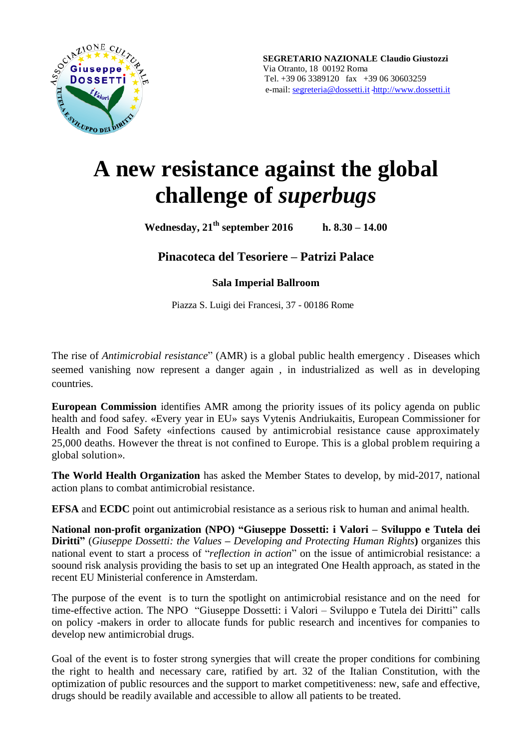**SEGRETARIO NAZIONALE Claudio Giustozzi**
Via Otranto, 18 00192 Roma
Tel. +39 06 3389120 fax +39 06 30603259
e-mail: segreteria@dossetti.it -http://www.dossetti.it

# A new resistance against the global challenge of *superbugs*

**Wednesday, 21th september 2016 h. 8.30 – 14.00**

### Pinacoteca del Tesoriere – Patrizi Palace

**Sala Imperial Ballroom**

Piazza S. Luigi dei Francesi, 37 - 00186 Rome

The rise of *Antimicrobial resistance*" (AMR) is a global public health emergency . Diseases which seemed vanishing now represent a danger again , in industrialized as well as in developing countries.

**European Commission** identifies AMR among the priority issues of its policy agenda on public health and food safey. «Every year in EU» says Vytenis Andriukaitis, European Commissioner for Health and Food Safety «infections caused by antimicrobial resistance cause approximately 25,000 deaths. However the threat is not confined to Europe. This is a global problem requiring a global solution».

**The World Health Organization** has asked the Member States to develop, by mid-2017, national action plans to combat antimicrobial resistance.

**EFSA** and **ECDC** point out antimicrobial resistance as a serious risk to human and animal health.

**National non-profit organization (NPO) "Giuseppe Dossetti: i Valori – Sviluppo e Tutela dei Diritti"** (*Giuseppe Dossetti: the Values – Developing and Protecting Human Rights***)** organizes this national event to start a process of "*reflection in action*" on the issue of antimicrobial resistance: a soound risk analysis providing the basis to set up an integrated One Health approach, as stated in the recent EU Ministerial conference in Amsterdam.

The purpose of the event is to turn the spotlight on antimicrobial resistance and on the need for time-effective action. The NPO "Giuseppe Dossetti: i Valori – Sviluppo e Tutela dei Diritti" calls on policy -makers in order to allocate funds for public research and incentives for companies to develop new antimicrobial drugs.

Goal of the event is to foster strong synergies that will create the proper conditions for combining the right to health and necessary care, ratified by art. 32 of the Italian Constitution, with the optimization of public resources and the support to market competitiveness: new, safe and effective, drugs should be readily available and accessible to allow all patients to be treated.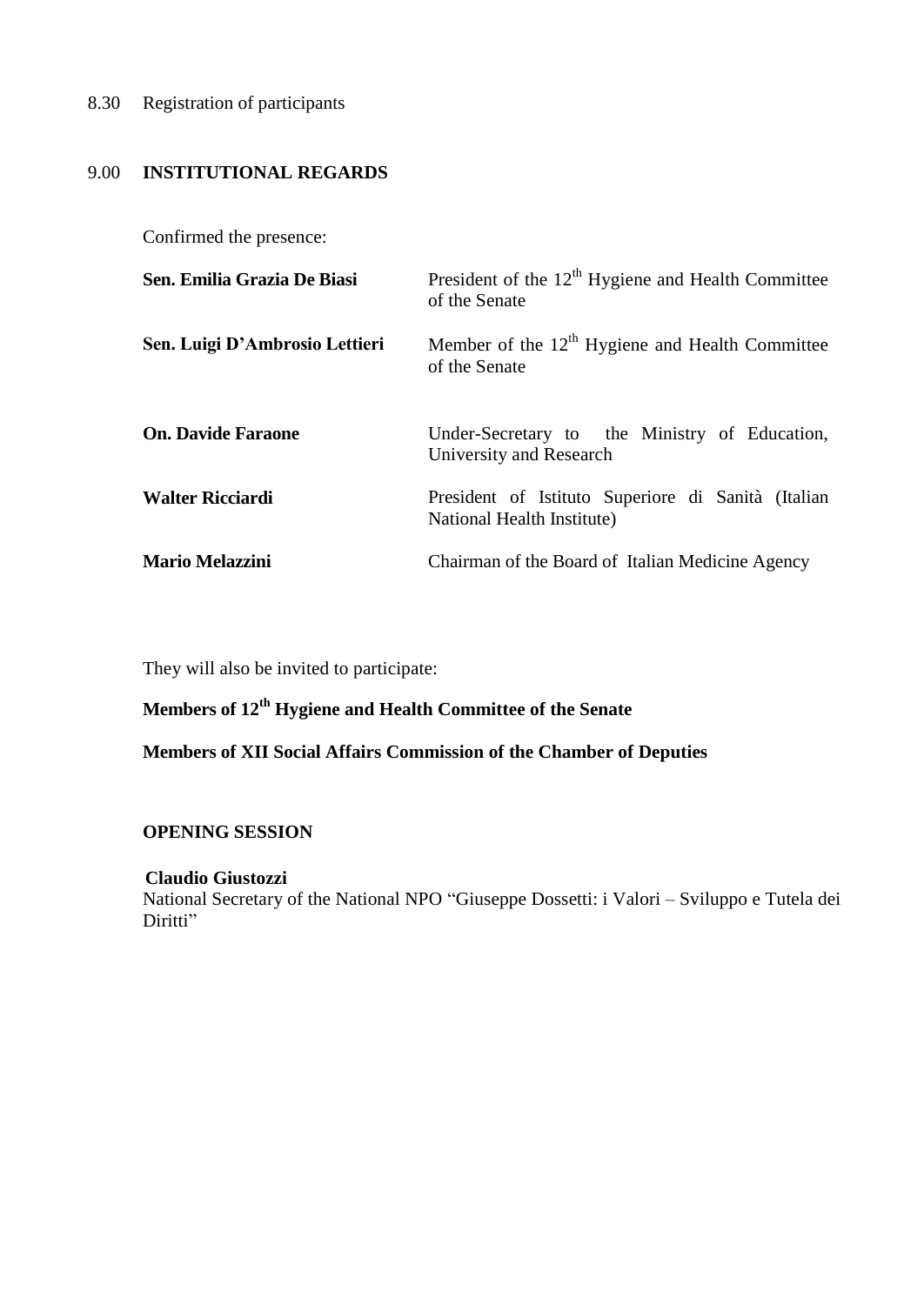8.30 Registration of participants

9.00 **INSTITUTIONAL REGARDS**

Confirmed the presence:

| | |
|---|---|
| **Sen. Emilia Grazia De Biasi** | President of the 12th Hygiene and Health Committee of the Senate |
| **Sen. Luigi D'Ambrosio Lettieri** | Member of the 12th Hygiene and Health Committee of the Senate |
| **On. Davide Faraone** | Under-Secretary to the Ministry of Education, University and Research |
| **Walter Ricciardi** | President of Istituto Superiore di Sanità (Italian National Health Institute) |
| **Mario Melazzini** | Chairman of the Board of Italian Medicine Agency |

They will also be invited to participate:

**Members of 12th Hygiene and Health Committee of the Senate**

**Members of XII Social Affairs Commission of the Chamber of Deputies**

**OPENING SESSION**

**Claudio Giustozzi**
National Secretary of the National NPO "Giuseppe Dossetti: i Valori – Sviluppo e Tutela dei Diritti"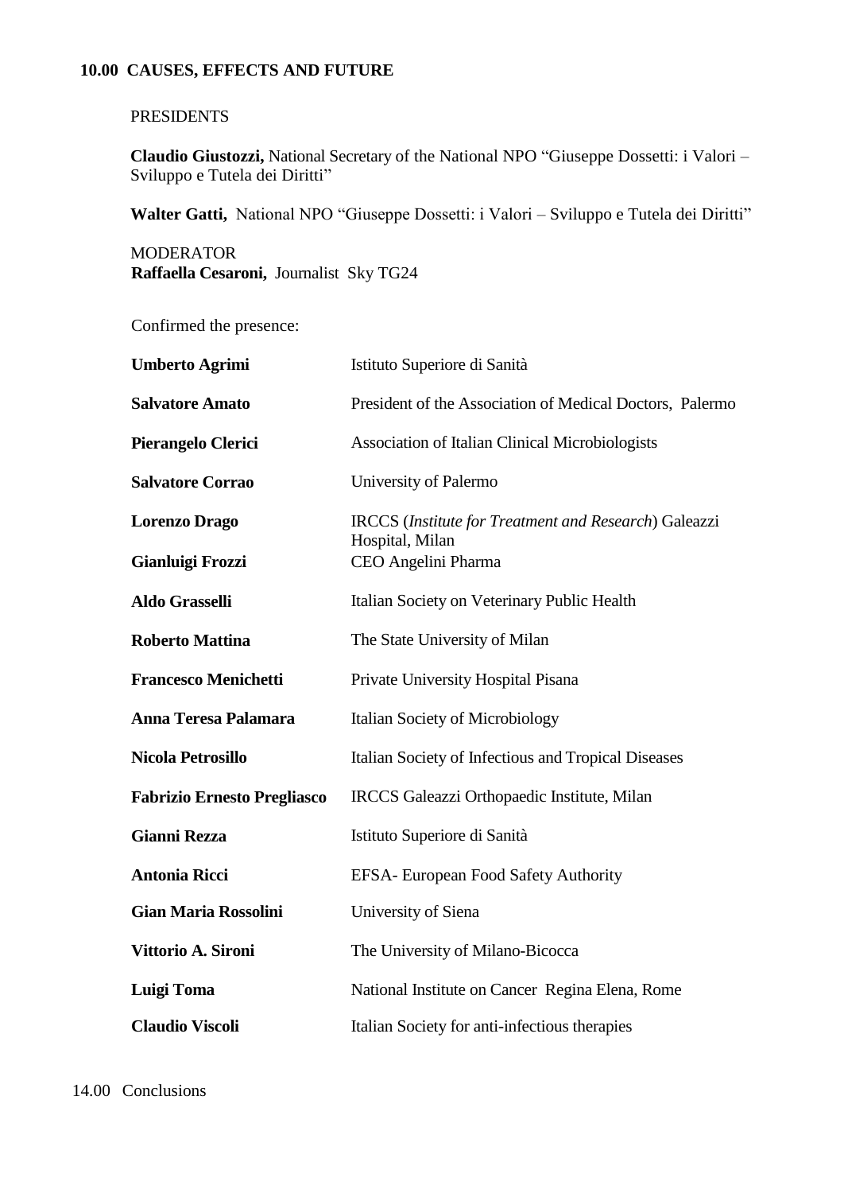## 10.00 CAUSES, EFFECTS AND FUTURE

PRESIDENTS

**Claudio Giustozzi,** National Secretary of the National NPO "Giuseppe Dossetti: i Valori – Sviluppo e Tutela dei Diritti"

**Walter Gatti,** National NPO "Giuseppe Dossetti: i Valori – Sviluppo e Tutela dei Diritti"

MODERATOR
**Raffaella Cesaroni,** Journalist Sky TG24

Confirmed the presence:

| | |
|---|---|
| **Umberto Agrimi** | Istituto Superiore di Sanità |
| **Salvatore Amato** | President of the Association of Medical Doctors, Palermo |
| **Pierangelo Clerici** | Association of Italian Clinical Microbiologists |
| **Salvatore Corrao** | University of Palermo |
| **Lorenzo Drago** | IRCCS (*Institute for Treatment and Research*) Galeazzi Hospital, Milan |
| **Gianluigi Frozzi** | CEO Angelini Pharma |
| **Aldo Grasselli** | Italian Society on Veterinary Public Health |
| **Roberto Mattina** | The State University of Milan |
| **Francesco Menichetti** | Private University Hospital Pisana |
| **Anna Teresa Palamara** | Italian Society of Microbiology |
| **Nicola Petrosillo** | Italian Society of Infectious and Tropical Diseases |
| **Fabrizio Ernesto Pregliasco** | IRCCS Galeazzi Orthopaedic Institute, Milan |
| **Gianni Rezza** | Istituto Superiore di Sanità |
| **Antonia Ricci** | EFSA- European Food Safety Authority |
| **Gian Maria Rossolini** | University of Siena |
| **Vittorio A. Sironi** | The University of Milano-Bicocca |
| **Luigi Toma** | National Institute on Cancer Regina Elena, Rome |
| **Claudio Viscoli** | Italian Society for anti-infectious therapies |

14.00 Conclusions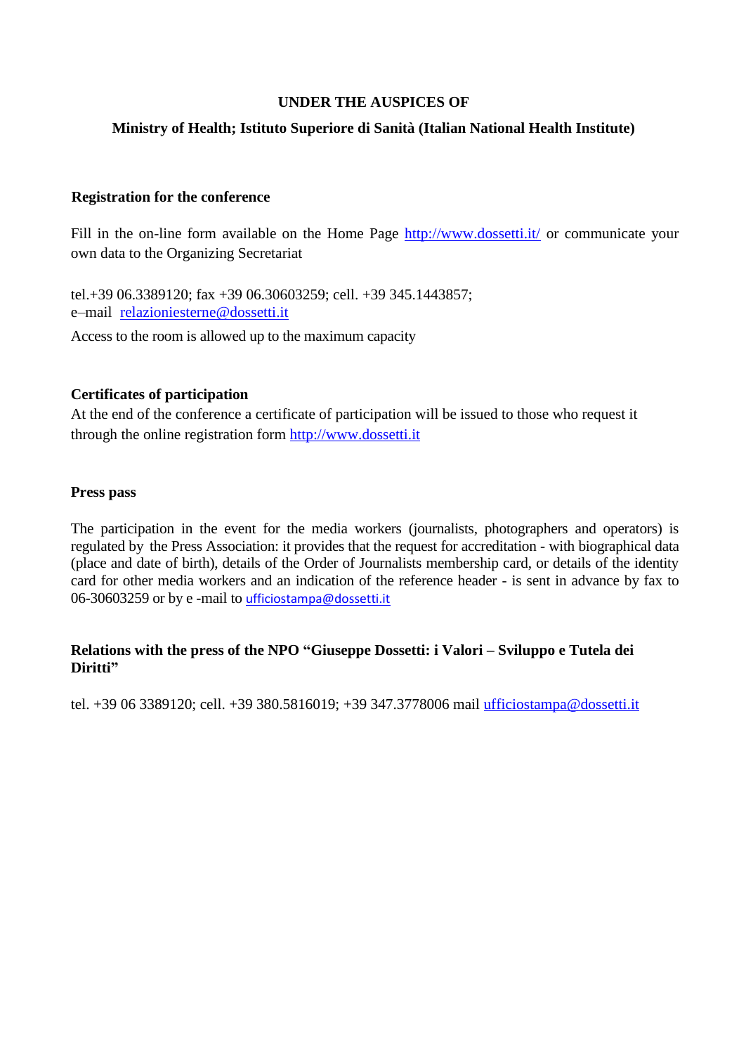**UNDER THE AUSPICES OF**

**Ministry of Health; Istituto Superiore di Sanità (Italian National Health Institute)**

**Registration for the conference**

Fill in the on-line form available on the Home Page http://www.dossetti.it/ or communicate your own data to the Organizing Secretariat

tel.+39 06.3389120; fax +39 06.30603259; cell. +39 345.1443857;
e–mail relazioniesterne@dossetti.it

Access to the room is allowed up to the maximum capacity

**Certificates of participation**

At the end of the conference a certificate of participation will be issued to those who request it through the online registration form http://www.dossetti.it

**Press pass**

The participation in the event for the media workers (journalists, photographers and operators) is regulated by the Press Association: it provides that the request for accreditation - with biographical data (place and date of birth), details of the Order of Journalists membership card, or details of the identity card for other media workers and an indication of the reference header - is sent in advance by fax to 06-30603259 or by e -mail to ufficiostampa@dossetti.it

**Relations with the press of the NPO "Giuseppe Dossetti: i Valori – Sviluppo e Tutela dei Diritti"**

tel. +39 06 3389120; cell. +39 380.5816019; +39 347.3778006 mail ufficiostampa@dossetti.it